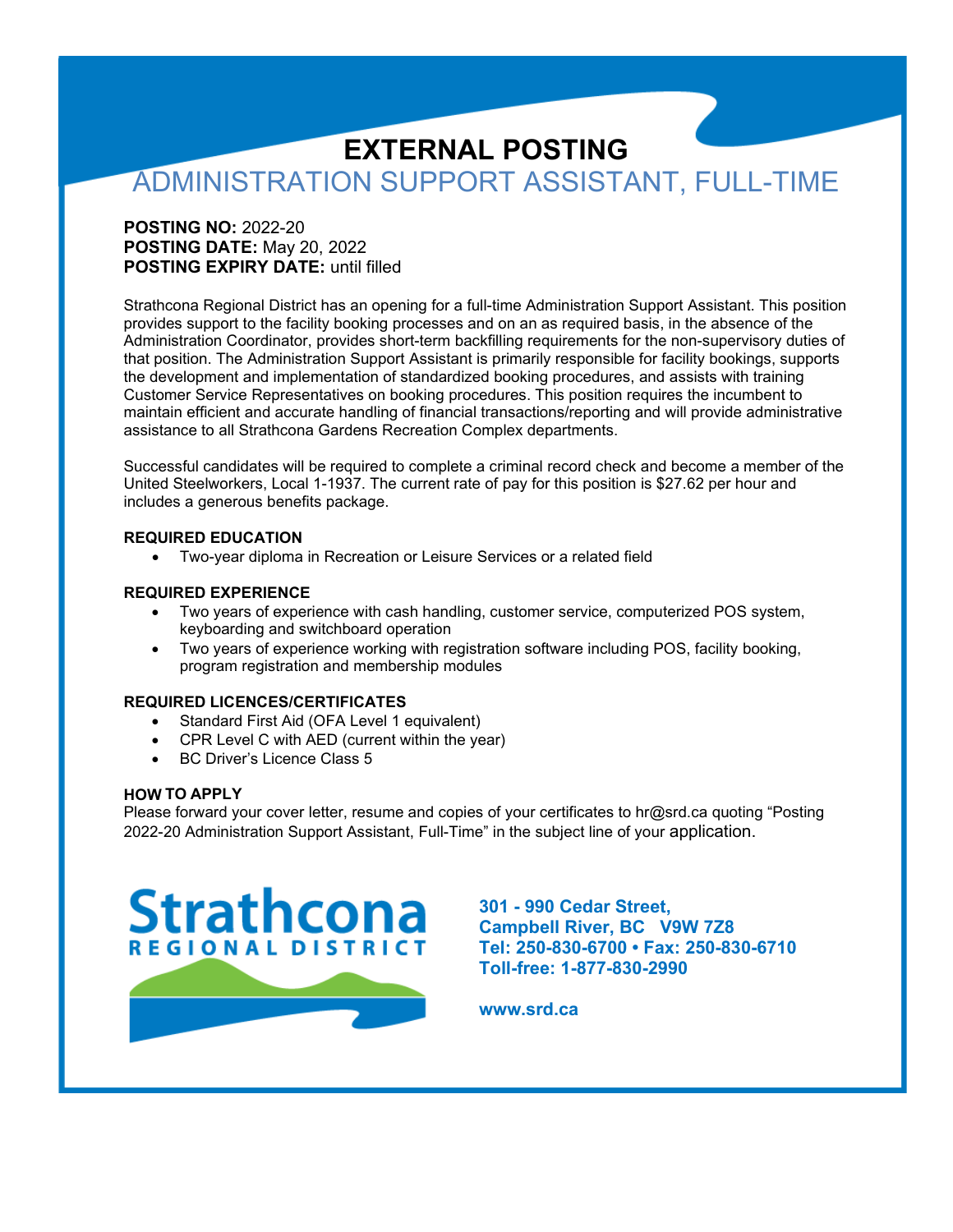# EXTERNAL POSTING

## ADMINISTRATION SUPPORT ASSISTANT, FULL-TIME

**POSTING NO:** 2022-20
**POSTING DATE:** May 20, 2022
**POSTING EXPIRY DATE:** until filled

Strathcona Regional District has an opening for a full-time Administration Support Assistant. This position provides support to the facility booking processes and on an as required basis, in the absence of the Administration Coordinator, provides short-term backfilling requirements for the non-supervisory duties of that position. The Administration Support Assistant is primarily responsible for facility bookings, supports the development and implementation of standardized booking procedures, and assists with training Customer Service Representatives on booking procedures. This position requires the incumbent to maintain efficient and accurate handling of financial transactions/reporting and will provide administrative assistance to all Strathcona Gardens Recreation Complex departments.

Successful candidates will be required to complete a criminal record check and become a member of the United Steelworkers, Local 1-1937. The current rate of pay for this position is $27.62 per hour and includes a generous benefits package.

### REQUIRED EDUCATION

- Two-year diploma in Recreation or Leisure Services or a related field

### REQUIRED EXPERIENCE

- Two years of experience with cash handling, customer service, computerized POS system, keyboarding and switchboard operation
- Two years of experience working with registration software including POS, facility booking, program registration and membership modules

### REQUIRED LICENCES/CERTIFICATES

- Standard First Aid (OFA Level 1 equivalent)
- CPR Level C with AED (current within the year)
- BC Driver's Licence Class 5

### HOW TO APPLY

Please forward your cover letter, resume and copies of your certificates to hr@srd.ca quoting "Posting 2022-20 Administration Support Assistant, Full-Time" in the subject line of your application.

Strathcona REGIONAL DISTRICT

**301 - 990 Cedar Street,**
**Campbell River, BC V9W 7Z8**
**Tel: 250-830-6700 • Fax: 250-830-6710**
**Toll-free: 1-877-830-2990**

**www.srd.ca**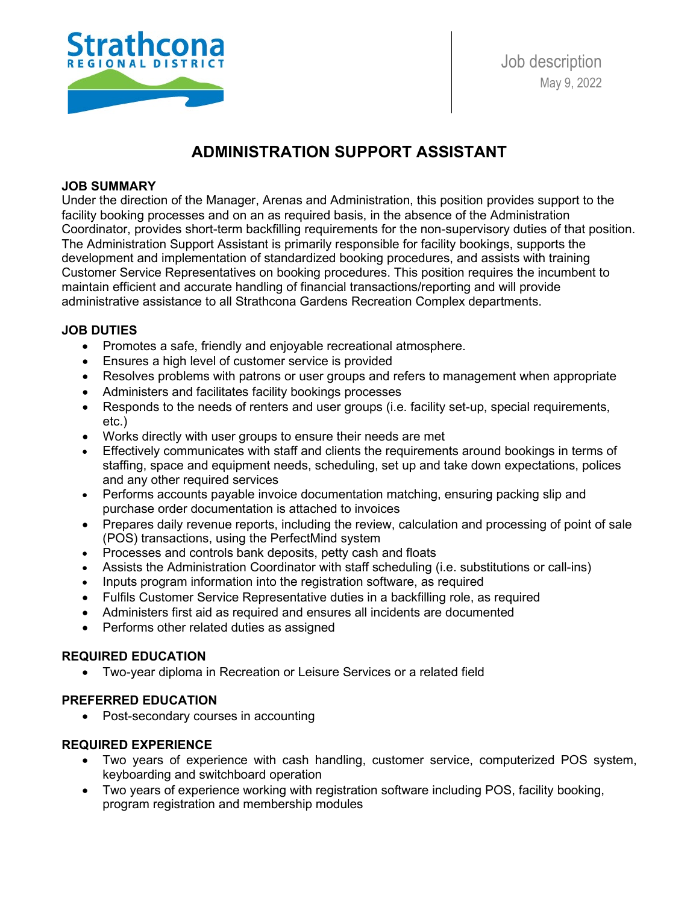Job description
May 9, 2022

# ADMINISTRATION SUPPORT ASSISTANT

## JOB SUMMARY

Under the direction of the Manager, Arenas and Administration, this position provides support to the facility booking processes and on an as required basis, in the absence of the Administration Coordinator, provides short-term backfilling requirements for the non-supervisory duties of that position. The Administration Support Assistant is primarily responsible for facility bookings, supports the development and implementation of standardized booking procedures, and assists with training Customer Service Representatives on booking procedures. This position requires the incumbent to maintain efficient and accurate handling of financial transactions/reporting and will provide administrative assistance to all Strathcona Gardens Recreation Complex departments.

## JOB DUTIES

- Promotes a safe, friendly and enjoyable recreational atmosphere.
- Ensures a high level of customer service is provided
- Resolves problems with patrons or user groups and refers to management when appropriate
- Administers and facilitates facility bookings processes
- Responds to the needs of renters and user groups (i.e. facility set-up, special requirements, etc.)
- Works directly with user groups to ensure their needs are met
- Effectively communicates with staff and clients the requirements around bookings in terms of staffing, space and equipment needs, scheduling, set up and take down expectations, polices and any other required services
- Performs accounts payable invoice documentation matching, ensuring packing slip and purchase order documentation is attached to invoices
- Prepares daily revenue reports, including the review, calculation and processing of point of sale (POS) transactions, using the PerfectMind system
- Processes and controls bank deposits, petty cash and floats
- Assists the Administration Coordinator with staff scheduling (i.e. substitutions or call-ins)
- Inputs program information into the registration software, as required
- Fulfils Customer Service Representative duties in a backfilling role, as required
- Administers first aid as required and ensures all incidents are documented
- Performs other related duties as assigned

## REQUIRED EDUCATION

- Two-year diploma in Recreation or Leisure Services or a related field

## PREFERRED EDUCATION

- Post-secondary courses in accounting

## REQUIRED EXPERIENCE

- Two years of experience with cash handling, customer service, computerized POS system, keyboarding and switchboard operation
- Two years of experience working with registration software including POS, facility booking, program registration and membership modules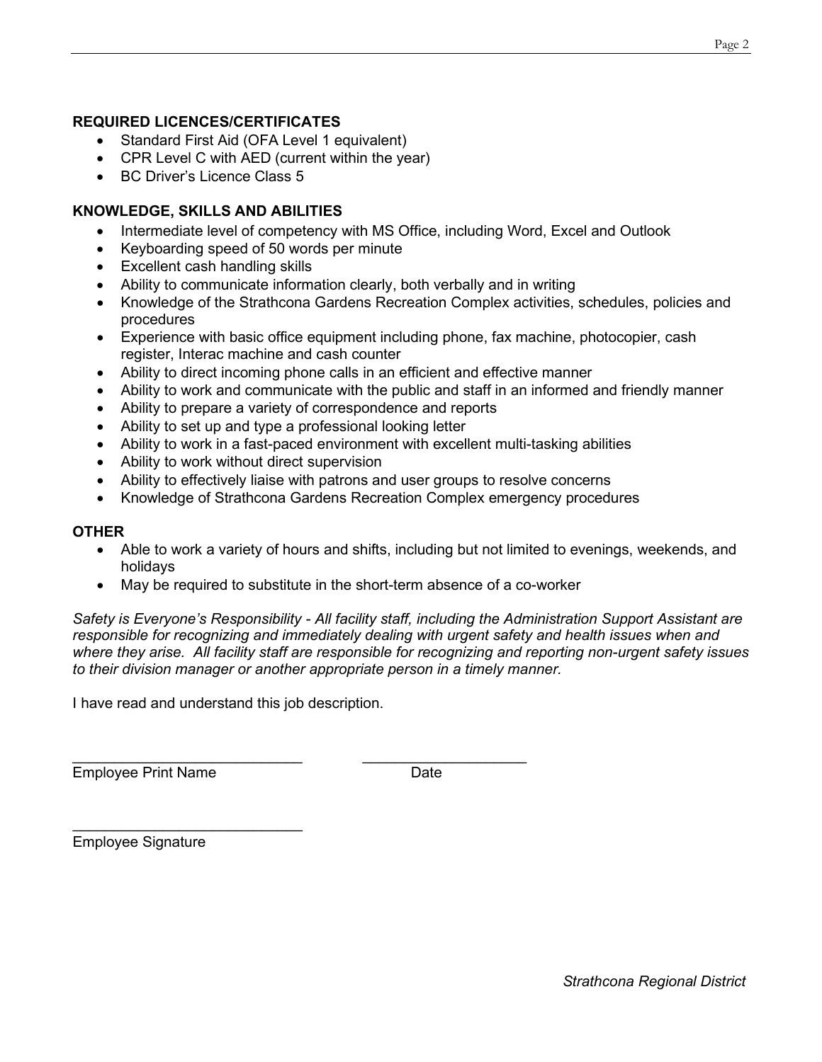**REQUIRED LICENCES/CERTIFICATES**

- Standard First Aid (OFA Level 1 equivalent)
- CPR Level C with AED (current within the year)
- BC Driver's Licence Class 5

**KNOWLEDGE, SKILLS AND ABILITIES**

- Intermediate level of competency with MS Office, including Word, Excel and Outlook
- Keyboarding speed of 50 words per minute
- Excellent cash handling skills
- Ability to communicate information clearly, both verbally and in writing
- Knowledge of the Strathcona Gardens Recreation Complex activities, schedules, policies and procedures
- Experience with basic office equipment including phone, fax machine, photocopier, cash register, Interac machine and cash counter
- Ability to direct incoming phone calls in an efficient and effective manner
- Ability to work and communicate with the public and staff in an informed and friendly manner
- Ability to prepare a variety of correspondence and reports
- Ability to set up and type a professional looking letter
- Ability to work in a fast-paced environment with excellent multi-tasking abilities
- Ability to work without direct supervision
- Ability to effectively liaise with patrons and user groups to resolve concerns
- Knowledge of Strathcona Gardens Recreation Complex emergency procedures

**OTHER**

- Able to work a variety of hours and shifts, including but not limited to evenings, weekends, and holidays
- May be required to substitute in the short-term absence of a co-worker

*Safety is Everyone's Responsibility - All facility staff, including the Administration Support Assistant are responsible for recognizing and immediately dealing with urgent safety and health issues when and where they arise. All facility staff are responsible for recognizing and reporting non-urgent safety issues to their division manager or another appropriate person in a timely manner.*

I have read and understand this job description.

____________________________ ____________________
Employee Print Name Date

____________________________
Employee Signature

*Strathcona Regional District*